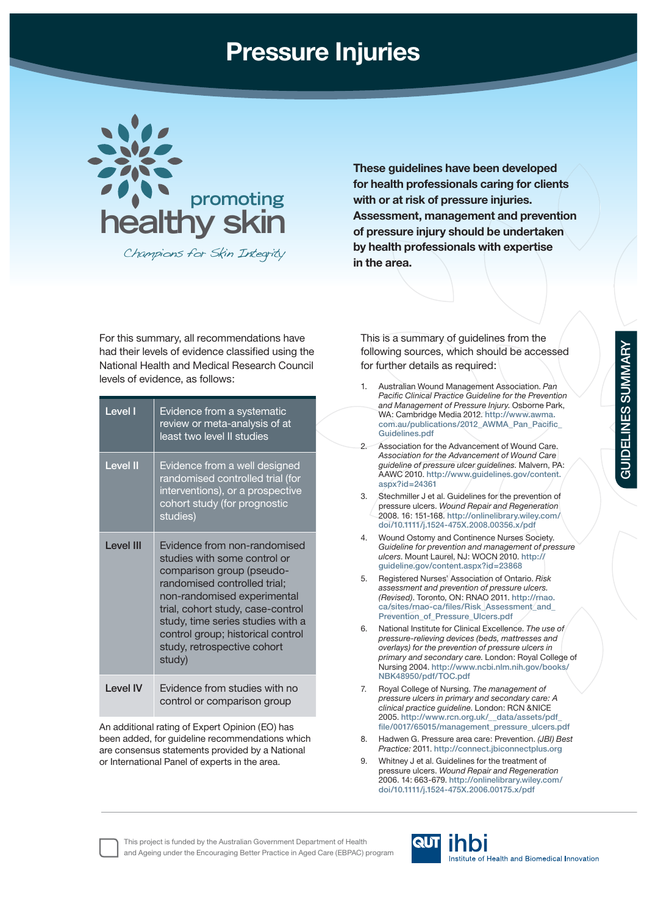# Pressure Injuries

promoting healthy skin

*Champions for Skin Integrity*

**These guidelines have been developed for health professionals caring for clients with or at risk of pressure injuries. Assessment, management and prevention of pressure injury should be undertaken by health professionals with expertise in the area.**

GUIDELINES SUMMARY

For this summary, all recommendations have had their levels of evidence classified using the National Health and Medical Research Council levels of evidence, as follows:

| Level | Description |
|---|---|
| Level I | Evidence from a systematic review or meta-analysis of at least two level II studies |
| Level II | Evidence from a well designed randomised controlled trial (for interventions), or a prospective cohort study (for prognostic studies) |
| Level III | Evidence from non-randomised studies with some control or comparison group (pseudo-randomised controlled trial; non-randomised experimental trial, cohort study, case-control study, time series studies with a control group; historical control study, retrospective cohort study) |
| Level IV | Evidence from studies with no control or comparison group |

An additional rating of Expert Opinion (EO) has been added, for guideline recommendations which are consensus statements provided by a National or International Panel of experts in the area.

This is a summary of guidelines from the following sources, which should be accessed for further details as required:

1. Australian Wound Management Association. *Pan Pacific Clinical Practice Guideline for the Prevention and Management of Pressure Injury.* Osborne Park, WA: Cambridge Media 2012. http://www.awma.com.au/publications/2012_AWMA_Pan_Pacific_Guidelines.pdf
2. Association for the Advancement of Wound Care. *Association for the Advancement of Wound Care guideline of pressure ulcer guidelines.* Malvern, PA: AAWC 2010. http://www.guidelines.gov/content.aspx?id=24361
3. Stechmiller J et al. Guidelines for the prevention of pressure ulcers. *Wound Repair and Regeneration* 2008. 16: 151-168. http://onlinelibrary.wiley.com/doi/10.1111/j.1524-475X.2008.00356.x/pdf
4. Wound Ostomy and Continence Nurses Society. *Guideline for prevention and management of pressure ulcers.* Mount Laurel, NJ: WOCN 2010. http://guideline.gov/content.aspx?id=23868
5. Registered Nurses' Association of Ontario. *Risk assessment and prevention of pressure ulcers. (Revised).* Toronto, ON: RNAO 2011. http://rnao.ca/sites/rnao-ca/files/Risk_Assessment_and_Prevention_of_Pressure_Ulcers.pdf
6. National Institute for Clinical Excellence. *The use of pressure-relieving devices (beds, mattresses and overlays) for the prevention of pressure ulcers in primary and secondary care.* London: Royal College of Nursing 2004. http://www.ncbi.nlm.nih.gov/books/NBK48950/pdf/TOC.pdf
7. Royal College of Nursing. *The management of pressure ulcers in primary and secondary care: A clinical practice guideline.* London: RCN &NICE 2005. http://www.rcn.org.uk/__data/assets/pdf_file/0017/65015/management_pressure_ulcers.pdf
8. Hadwen G. Pressure area care: Prevention. *(JBI) Best Practice:* 2011. http://connect.jbiconnectplus.org
9. Whitney J et al. Guidelines for the treatment of pressure ulcers. *Wound Repair and Regeneration* 2006. 14: 663-679. http://onlinelibrary.wiley.com/doi/10.1111/j.1524-475X.2006.00175.x/pdf

This project is funded by the Australian Government Department of Health and Ageing under the Encouraging Better Practice in Aged Care (EBPAC) program

QUT ihbi Institute of Health and Biomedical Innovation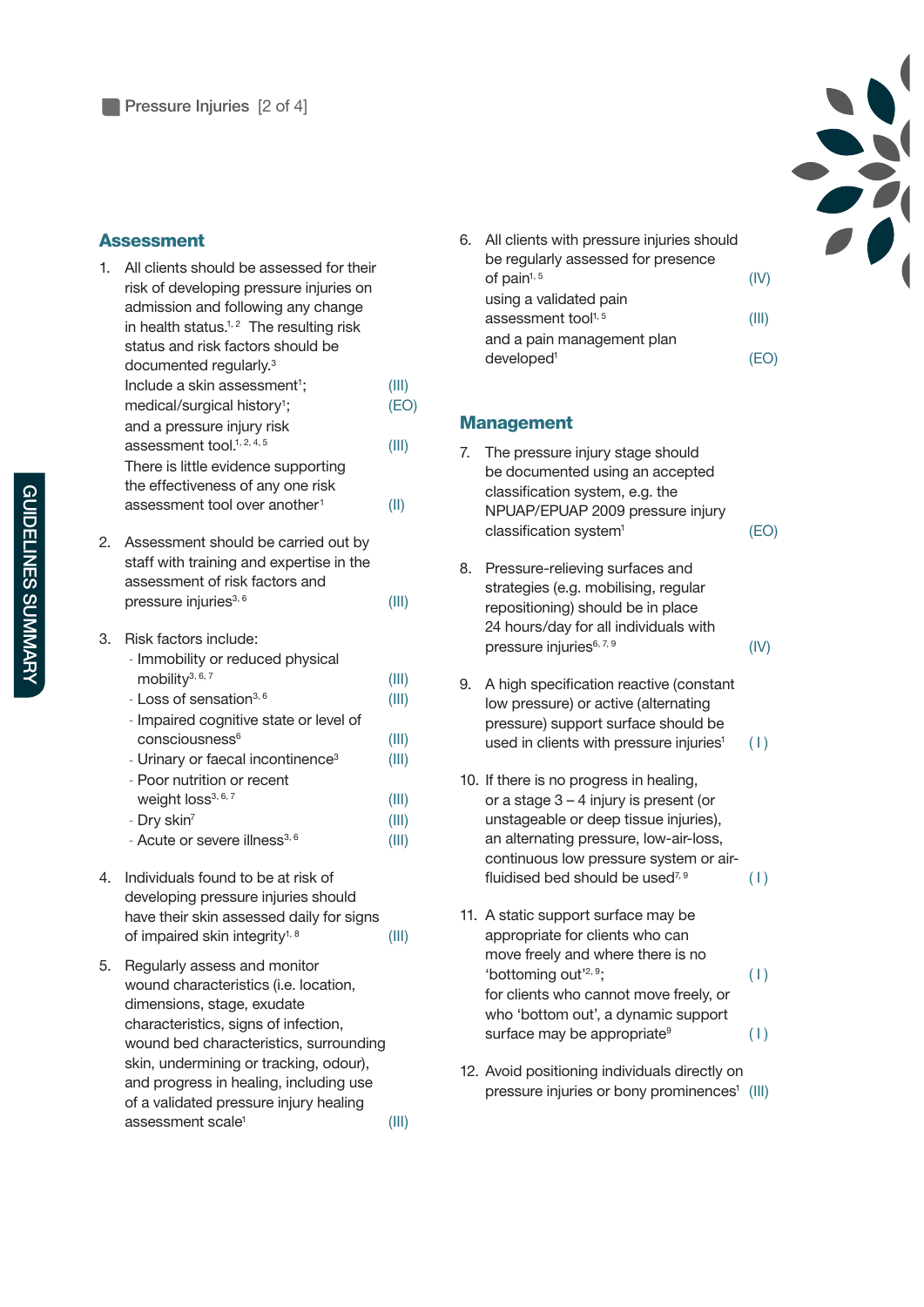## Assessment

1. All clients should be assessed for their risk of developing pressure injuries on admission and following any change in health status.[1,2] The resulting risk status and risk factors should be documented regularly.[3]
   Include a skin assessment[1]; (III)
   medical/surgical history[1]; (EO)
   and a pressure injury risk assessment tool.[1,2,4,5] (III)
   There is little evidence supporting the effectiveness of any one risk assessment tool over another[1] (II)

2. Assessment should be carried out by staff with training and expertise in the assessment of risk factors and pressure injuries[3,6] (III)

3. Risk factors include:
   - Immobility or reduced physical mobility[3,6,7] (III)
   - Loss of sensation[3,6] (III)
   - Impaired cognitive state or level of consciousness[6] (III)
   - Urinary or faecal incontinence[3] (III)
   - Poor nutrition or recent weight loss[3,6,7] (III)
   - Dry skin[7] (III)
   - Acute or severe illness[3,6] (III)

4. Individuals found to be at risk of developing pressure injuries should have their skin assessed daily for signs of impaired skin integrity[1,8] (III)

5. Regularly assess and monitor wound characteristics (i.e. location, dimensions, stage, exudate characteristics, signs of infection, wound bed characteristics, surrounding skin, undermining or tracking, odour), and progress in healing, including use of a validated pressure injury healing assessment scale[1] (III)

6. All clients with pressure injuries should be regularly assessed for presence of pain[1,5] (IV)
   using a validated pain assessment tool[1,5] (III)
   and a pain management plan developed[1] (EO)

## Management

7. The pressure injury stage should be documented using an accepted classification system, e.g. the NPUAP/EPUAP 2009 pressure injury classification system[1] (EO)

8. Pressure-relieving surfaces and strategies (e.g. mobilising, regular repositioning) should be in place 24 hours/day for all individuals with pressure injuries[6,7,9] (IV)

9. A high specification reactive (constant low pressure) or active (alternating pressure) support surface should be used in clients with pressure injuries[1] (I)

10. If there is no progress in healing, or a stage 3 – 4 injury is present (or unstageable or deep tissue injuries), an alternating pressure, low-air-loss, continuous low pressure system or air-fluidised bed should be used[7,9] (I)

11. A static support surface may be appropriate for clients who can move freely and where there is no 'bottoming out'[2,9]; (I)
    for clients who cannot move freely, or who 'bottom out', a dynamic support surface may be appropriate[9] (I)

12. Avoid positioning individuals directly on pressure injuries or bony prominences[1] (III)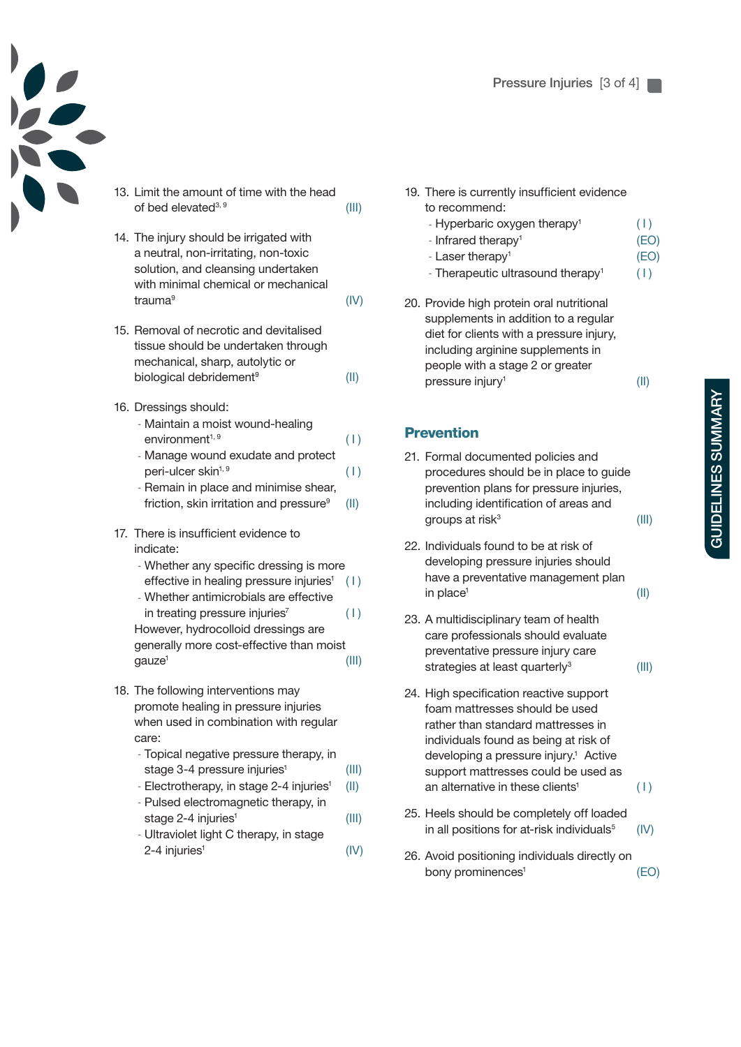13. Limit the amount of time with the head of bed elevated[3, 9] (III)

14. The injury should be irrigated with a neutral, non-irritating, non-toxic solution, and cleansing undertaken with minimal chemical or mechanical trauma[9] (IV)

15. Removal of necrotic and devitalised tissue should be undertaken through mechanical, sharp, autolytic or biological debridement[9] (II)

16. Dressings should:
    - Maintain a moist wound-healing environment[1, 9] ( I )
    - Manage wound exudate and protect peri-ulcer skin[1, 9] ( I )
    - Remain in place and minimise shear, friction, skin irritation and pressure[9] (II)

17. There is insufficient evidence to indicate:
    - Whether any specific dressing is more effective in healing pressure injuries[1] ( I )
    - Whether antimicrobials are effective in treating pressure injuries[7] ( I )

    However, hydrocolloid dressings are generally more cost-effective than moist gauze[1] (III)

18. The following interventions may promote healing in pressure injuries when used in combination with regular care:
    - Topical negative pressure therapy, in stage 3-4 pressure injuries[1] (III)
    - Electrotherapy, in stage 2-4 injuries[1] (II)
    - Pulsed electromagnetic therapy, in stage 2-4 injuries[1] (III)
    - Ultraviolet light C therapy, in stage 2-4 injuries[1] (IV)

19. There is currently insufficient evidence to recommend:
    - Hyperbaric oxygen therapy[1] ( I )
    - Infrared therapy[1] (EO)
    - Laser therapy[1] (EO)
    - Therapeutic ultrasound therapy[1] ( I )

20. Provide high protein oral nutritional supplements in addition to a regular diet for clients with a pressure injury, including arginine supplements in people with a stage 2 or greater pressure injury[1] (II)

## Prevention

21. Formal documented policies and procedures should be in place to guide prevention plans for pressure injuries, including identification of areas and groups at risk[3] (III)

22. Individuals found to be at risk of developing pressure injuries should have a preventative management plan in place[1] (II)

23. A multidisciplinary team of health care professionals should evaluate preventative pressure injury care strategies at least quarterly[3] (III)

24. High specification reactive support foam mattresses should be used rather than standard mattresses in individuals found as being at risk of developing a pressure injury.[1] Active support mattresses could be used as an alternative in these clients[1] ( I )

25. Heels should be completely off loaded in all positions for at-risk individuals[5] (IV)

26. Avoid positioning individuals directly on bony prominences[1] (EO)

GUIDELINES SUMMARY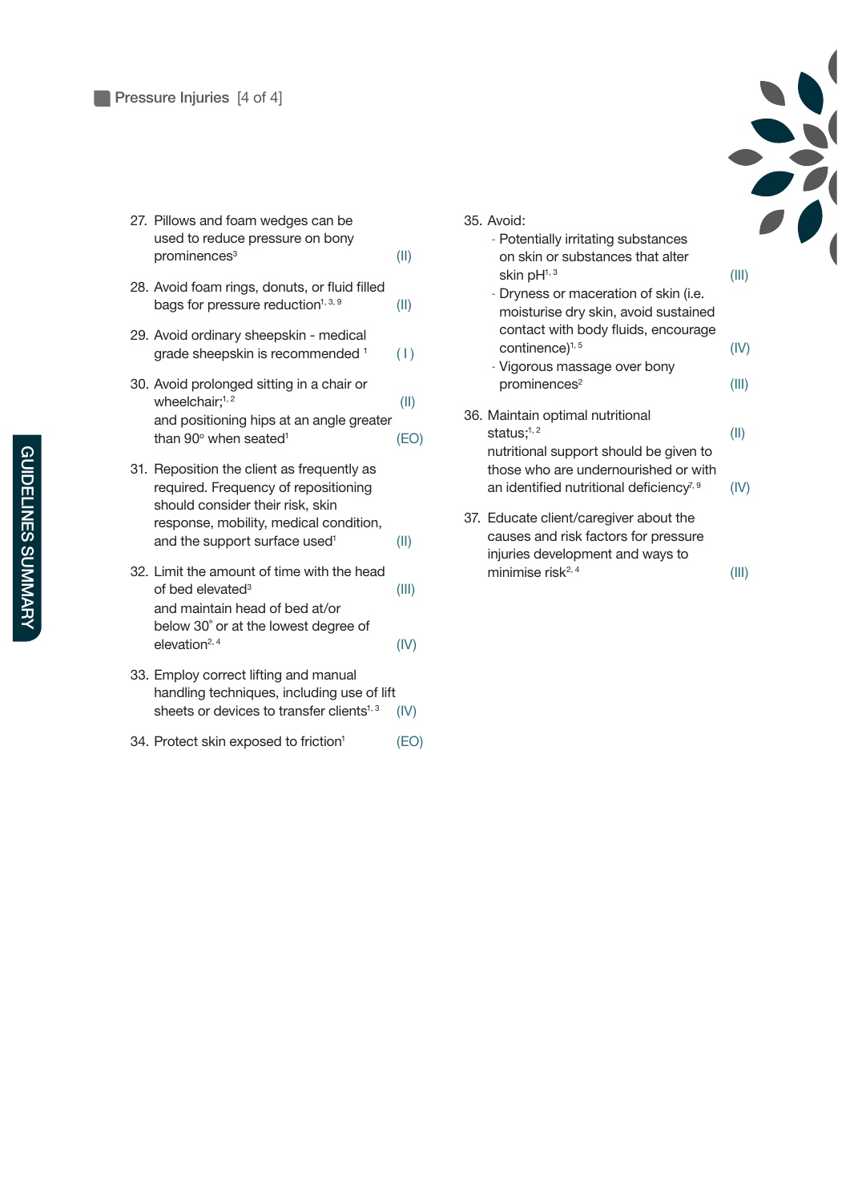27. Pillows and foam wedges can be used to reduce pressure on bony prominences[3] (II)

28. Avoid foam rings, donuts, or fluid filled bags for pressure reduction[1, 3, 9] (II)

29. Avoid ordinary sheepskin - medical grade sheepskin is recommended [1] ( I )

30. Avoid prolonged sitting in a chair or wheelchair;[1, 2] (II)
    and positioning hips at an angle greater than 90º when seated[1] (EO)

31. Reposition the client as frequently as required. Frequency of repositioning should consider their risk, skin response, mobility, medical condition, and the support surface used[1] (II)

32. Limit the amount of time with the head of bed elevated[3] (III)
    and maintain head of bed at/or below 30˚ or at the lowest degree of elevation[2, 4] (IV)

33. Employ correct lifting and manual handling techniques, including use of lift sheets or devices to transfer clients[1, 3] (IV)

34. Protect skin exposed to friction[1] (EO)

35. Avoid:
    - Potentially irritating substances on skin or substances that alter skin pH[1, 3] (III)
    - Dryness or maceration of skin (i.e. moisturise dry skin, avoid sustained contact with body fluids, encourage continence)[1, 5] (IV)
    - Vigorous massage over bony prominences[2] (III)

36. Maintain optimal nutritional status;[1, 2] (II)
    nutritional support should be given to those who are undernourished or with an identified nutritional deficiency[7, 9] (IV)

37. Educate client/caregiver about the causes and risk factors for pressure injuries development and ways to minimise risk[2, 4] (III)